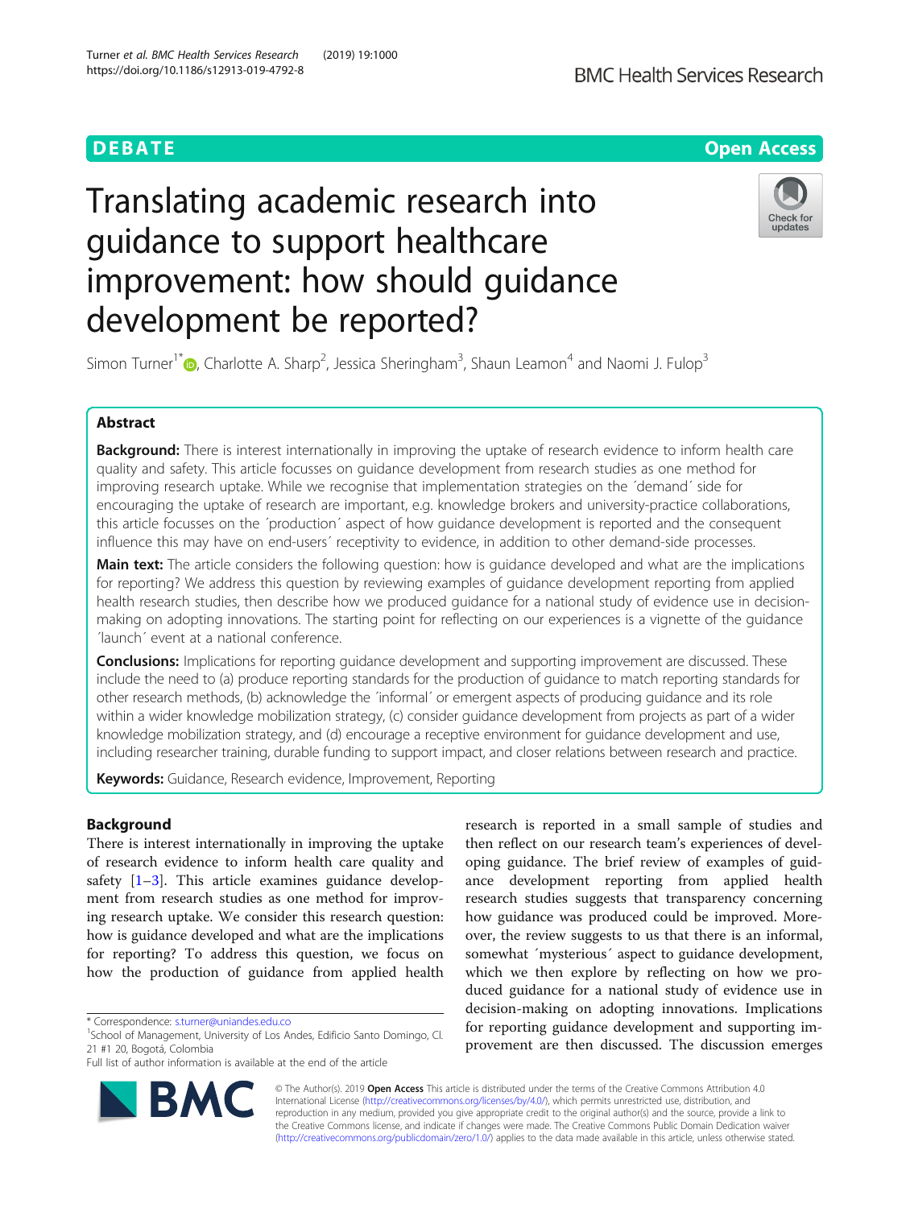DEBATE

Open Access

# Translating academic research into guidance to support healthcare improvement: how should guidance development be reported?

Simon Turner[1*], Charlotte A. Sharp[2], Jessica Sheringham[3], Shaun Leamon[4] and Naomi J. Fulop[3]

## Abstract

**Background:** There is interest internationally in improving the uptake of research evidence to inform health care quality and safety. This article focusses on guidance development from research studies as one method for improving research uptake. While we recognise that implementation strategies on the ´demand´ side for encouraging the uptake of research are important, e.g. knowledge brokers and university-practice collaborations, this article focusses on the ´production´ aspect of how guidance development is reported and the consequent influence this may have on end-users´ receptivity to evidence, in addition to other demand-side processes.

**Main text:** The article considers the following question: how is guidance developed and what are the implications for reporting? We address this question by reviewing examples of guidance development reporting from applied health research studies, then describe how we produced guidance for a national study of evidence use in decision-making on adopting innovations. The starting point for reflecting on our experiences is a vignette of the guidance ´launch´ event at a national conference.

**Conclusions:** Implications for reporting guidance development and supporting improvement are discussed. These include the need to (a) produce reporting standards for the production of guidance to match reporting standards for other research methods, (b) acknowledge the ´informal´ or emergent aspects of producing guidance and its role within a wider knowledge mobilization strategy, (c) consider guidance development from projects as part of a wider knowledge mobilization strategy, and (d) encourage a receptive environment for guidance development and use, including researcher training, durable funding to support impact, and closer relations between research and practice.

**Keywords:** Guidance, Research evidence, Improvement, Reporting

## Background

There is interest internationally in improving the uptake of research evidence to inform health care quality and safety [1–3]. This article examines guidance development from research studies as one method for improving research uptake. We consider this research question: how is guidance developed and what are the implications for reporting? To address this question, we focus on how the production of guidance from applied health research is reported in a small sample of studies and then reflect on our research team's experiences of developing guidance. The brief review of examples of guidance development reporting from applied health research studies suggests that transparency concerning how guidance was produced could be improved. Moreover, the review suggests to us that there is an informal, somewhat ´mysterious´ aspect to guidance development, which we then explore by reflecting on how we produced guidance for a national study of evidence use in decision-making on adopting innovations. Implications for reporting guidance development and supporting improvement are then discussed. The discussion emerges

* Correspondence: s.turner@uniandes.edu.co
[1]School of Management, University of Los Andes, Edificio Santo Domingo, Cl. 21 #1 20, Bogotá, Colombia
Full list of author information is available at the end of the article

© The Author(s). 2019 **Open Access** This article is distributed under the terms of the Creative Commons Attribution 4.0 International License (http://creativecommons.org/licenses/by/4.0/), which permits unrestricted use, distribution, and reproduction in any medium, provided you give appropriate credit to the original author(s) and the source, provide a link to the Creative Commons license, and indicate if changes were made. The Creative Commons Public Domain Dedication waiver (http://creativecommons.org/publicdomain/zero/1.0/) applies to the data made available in this article, unless otherwise stated.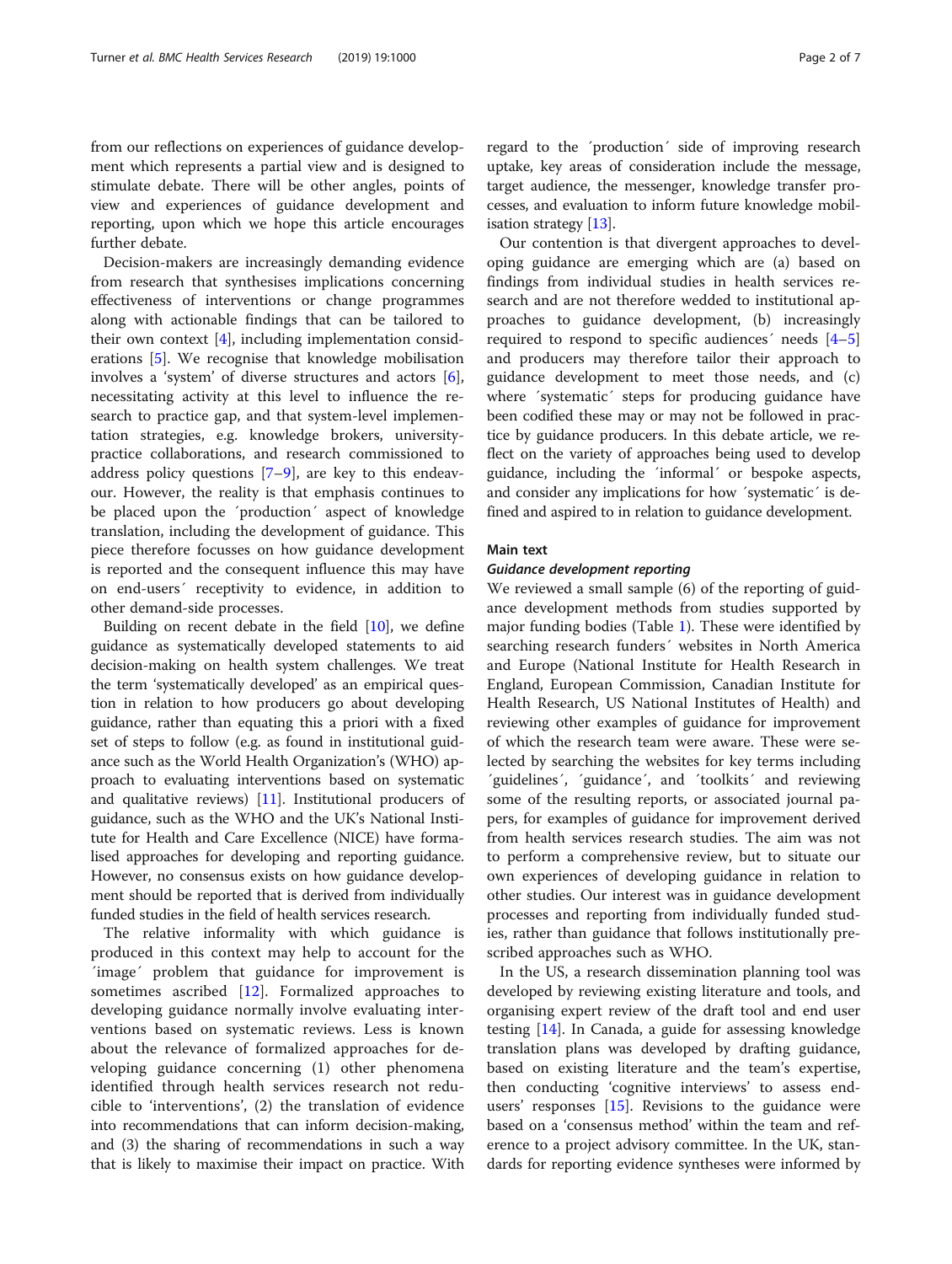from our reflections on experiences of guidance development which represents a partial view and is designed to stimulate debate. There will be other angles, points of view and experiences of guidance development and reporting, upon which we hope this article encourages further debate.

Decision-makers are increasingly demanding evidence from research that synthesises implications concerning effectiveness of interventions or change programmes along with actionable findings that can be tailored to their own context [4], including implementation considerations [5]. We recognise that knowledge mobilisation involves a 'system' of diverse structures and actors [6], necessitating activity at this level to influence the research to practice gap, and that system-level implementation strategies, e.g. knowledge brokers, university-practice collaborations, and research commissioned to address policy questions [7–9], are key to this endeavour. However, the reality is that emphasis continues to be placed upon the ´production´ aspect of knowledge translation, including the development of guidance. This piece therefore focusses on how guidance development is reported and the consequent influence this may have on end-users´ receptivity to evidence, in addition to other demand-side processes.

Building on recent debate in the field [10], we define guidance as systematically developed statements to aid decision-making on health system challenges. We treat the term 'systematically developed' as an empirical question in relation to how producers go about developing guidance, rather than equating this a priori with a fixed set of steps to follow (e.g. as found in institutional guidance such as the World Health Organization's (WHO) approach to evaluating interventions based on systematic and qualitative reviews) [11]. Institutional producers of guidance, such as the WHO and the UK's National Institute for Health and Care Excellence (NICE) have formalised approaches for developing and reporting guidance. However, no consensus exists on how guidance development should be reported that is derived from individually funded studies in the field of health services research.

The relative informality with which guidance is produced in this context may help to account for the ´image´ problem that guidance for improvement is sometimes ascribed [12]. Formalized approaches to developing guidance normally involve evaluating interventions based on systematic reviews. Less is known about the relevance of formalized approaches for developing guidance concerning (1) other phenomena identified through health services research not reducible to 'interventions', (2) the translation of evidence into recommendations that can inform decision-making, and (3) the sharing of recommendations in such a way that is likely to maximise their impact on practice. With regard to the ´production´ side of improving research uptake, key areas of consideration include the message, target audience, the messenger, knowledge transfer processes, and evaluation to inform future knowledge mobilisation strategy [13].

Our contention is that divergent approaches to developing guidance are emerging which are (a) based on findings from individual studies in health services research and are not therefore wedded to institutional approaches to guidance development, (b) increasingly required to respond to specific audiences´ needs [4–5] and producers may therefore tailor their approach to guidance development to meet those needs, and (c) where ´systematic´ steps for producing guidance have been codified these may or may not be followed in practice by guidance producers. In this debate article, we reflect on the variety of approaches being used to develop guidance, including the ´informal´ or bespoke aspects, and consider any implications for how ´systematic´ is defined and aspired to in relation to guidance development.

## Main text

### *Guidance development reporting*

We reviewed a small sample (6) of the reporting of guidance development methods from studies supported by major funding bodies (Table 1). These were identified by searching research funders´ websites in North America and Europe (National Institute for Health Research in England, European Commission, Canadian Institute for Health Research, US National Institutes of Health) and reviewing other examples of guidance for improvement of which the research team were aware. These were selected by searching the websites for key terms including ´guidelines´, ´guidance´, and ´toolkits´ and reviewing some of the resulting reports, or associated journal papers, for examples of guidance for improvement derived from health services research studies. The aim was not to perform a comprehensive review, but to situate our own experiences of developing guidance in relation to other studies. Our interest was in guidance development processes and reporting from individually funded studies, rather than guidance that follows institutionally prescribed approaches such as WHO.

In the US, a research dissemination planning tool was developed by reviewing existing literature and tools, and organising expert review of the draft tool and end user testing [14]. In Canada, a guide for assessing knowledge translation plans was developed by drafting guidance, based on existing literature and the team's expertise, then conducting 'cognitive interviews' to assess end-users' responses [15]. Revisions to the guidance were based on a 'consensus method' within the team and reference to a project advisory committee. In the UK, standards for reporting evidence syntheses were informed by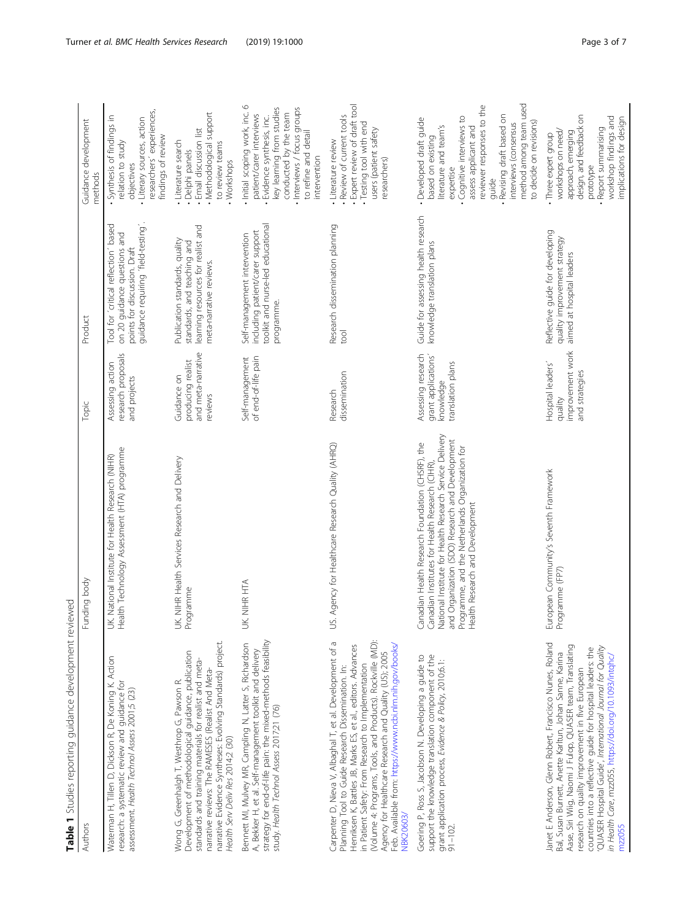**Table 1** Studies reporting guidance development reviewed

| Authors | Funding body | Topic | Product | Guidance development methods |
|---|---|---|---|---|
| Waterman H, Tillen D, Dickson R, De Koning K. Action research: a systematic review and guidance for assessment. *Health Technol Assess* 2001;5 (23) | UK National Institute for Health Research (NIHR) Health Technology Assessment (HTA) programme | Assessing action research proposals and projects | Tool for 'critical reflection' based on 20 guidance questions and points for discussion. Draft guidance requiring 'field-testing'. | • Synthesis of findings in relation to study objectives<br>• Literary sources, action researchers' experiences, findings of review |
| Wong G, Greenhalgh T, Westhrop G, Pawson R. Development of methodological guidance, publication standards and training materials for realist and meta-narrative reviews: The RAMESES (Realist And Meta-narrative Evidence Syntheses: Evolving Standards) project. *Health Serv Deliv Res* 2014;2 (30) | UK NIHR Health Services Research and Delivery Programme | Guidance on producing realist and meta-narrative reviews | Publication standards, quality standards, and teaching and learning resources for realist and meta-narrative reviews. | • Literature search<br>• Delphi panels<br>• Email discussion list<br>• Methodological support to review teams<br>• Workshops |
| Bennett MI, Mulvey MR, Campling N, Latter S, Richardson A, Bekker H, et al. Self-management toolkit and delivery strategy for end-of-life pain: the mixed-methods feasibility study. *Health Technol Assess* 2017;21 (76) | UK NIHR HTA | Self-management of end-of-life pain | Self-management intervention including patient/carer support toolkit and nurse-led educational programme. | • Initial scoping work, inc. 6 patient/carer interviews<br>• Evidence synthesis, inc. key learning from studies conducted by the team<br>• Interviews / focus groups to refine and detail intervention |
| Carpenter D, Nieva V, Albaghal T, et al. Development of a Planning Tool to Guide Research Dissemination. In: Henriksen K, Battles JB, Marks ES, et al., editors. Advances in Patient Safety: From Research to Implementation (Volume 4: Programs, Tools, and Products). Rockville (MD): Agency for Healthcare Research and Quality (US); 2005 Feb. Available from: https://www.ncbi.nlm.nih.gov/books/NBK20603/ | US Agency for Healthcare Research Quality (AHRQ) | Research dissemination | Research dissemination planning tool | • Literature review<br>• Review of current tools<br>• Expert review of draft tool<br>• Testing tool with end users (patient safety researchers) |
| Goering P, Ross S, Jacobson N. Developing a guide to support the knowledge translation component of the grant application process, *Evidence & Policy*, 2010;6:1: 91–102. | Canadian Health Research Foundation (CHSRF), the Canadian Institutes for Health Research (CIHR), National Institute for Health Research Service Delivery and Organization (SDO) Research and Development Programme, and the Netherlands Organization for Health Research and Development | Assessing research grant applications' knowledge translation plans | Guide for assessing health research knowledge translation plans | • Developed draft guide based on existing literature and team's expertise<br>• Cognitive interviews to assess applicant and reviewer responses to the guide<br>• Revising draft based on interviews (consensus method among team used to decide on revisions) |
| Janet E Anderson, Glenn Robert, Francisco Nunes, Roland Bal, Susan Burnett, Anette Karltun, Johan Sanne, Karina Aase, Siri Wiig, Naomi J Fulop, QUASER team, Translating research on quality improvement in five European countries into a reflective guide for hospital leaders: the 'QUASER Hospital Guide', *International Journal for Quality in Health Care*, mzz055, https://doi.org/10.1093/intqhc/mzz055 | European Community's Seventh Framework Programme (FP7) | Hospital leaders' quality improvement work and strategies | Reflective guide for developing quality improvement strategy aimed at hospital leaders | • Three expert group workshops on need/approach, emerging design, and feedback on prototype<br>• Report summarising workshop findings and implications for design |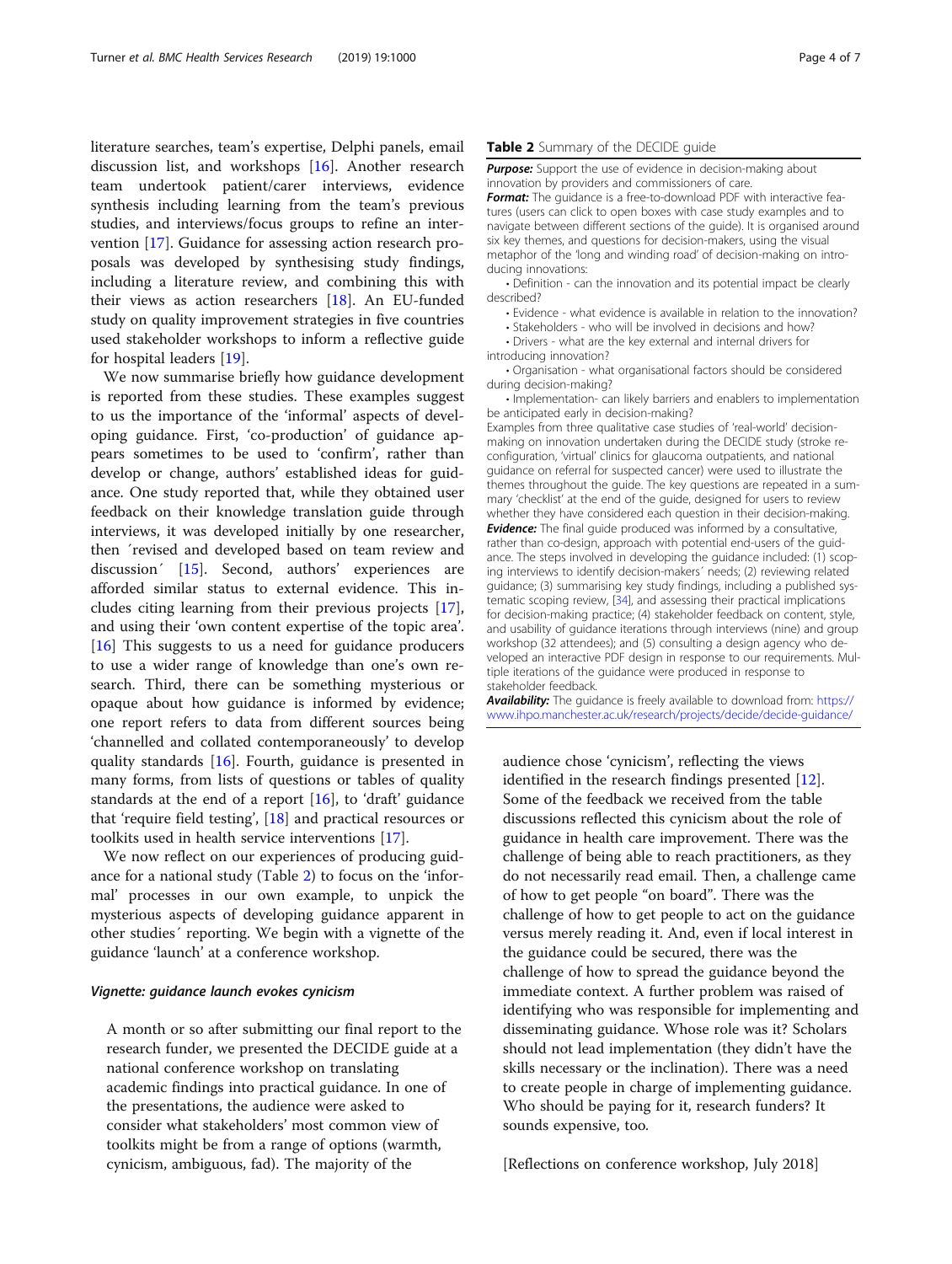literature searches, team's expertise, Delphi panels, email discussion list, and workshops [16]. Another research team undertook patient/carer interviews, evidence synthesis including learning from the team's previous studies, and interviews/focus groups to refine an intervention [17]. Guidance for assessing action research proposals was developed by synthesising study findings, including a literature review, and combining this with their views as action researchers [18]. An EU-funded study on quality improvement strategies in five countries used stakeholder workshops to inform a reflective guide for hospital leaders [19].

We now summarise briefly how guidance development is reported from these studies. These examples suggest to us the importance of the 'informal' aspects of developing guidance. First, 'co-production' of guidance appears sometimes to be used to 'confirm', rather than develop or change, authors' established ideas for guidance. One study reported that, while they obtained user feedback on their knowledge translation guide through interviews, it was developed initially by one researcher, then ´revised and developed based on team review and discussion´ [15]. Second, authors' experiences are afforded similar status to external evidence. This includes citing learning from their previous projects [17], and using their 'own content expertise of the topic area'. [16] This suggests to us a need for guidance producers to use a wider range of knowledge than one's own research. Third, there can be something mysterious or opaque about how guidance is informed by evidence; one report refers to data from different sources being 'channelled and collated contemporaneously' to develop quality standards [16]. Fourth, guidance is presented in many forms, from lists of questions or tables of quality standards at the end of a report [16], to 'draft' guidance that 'require field testing', [18] and practical resources or toolkits used in health service interventions [17].

We now reflect on our experiences of producing guidance for a national study (Table 2) to focus on the 'informal' processes in our own example, to unpick the mysterious aspects of developing guidance apparent in other studies´ reporting. We begin with a vignette of the guidance 'launch' at a conference workshop.

**Table 2** Summary of the DECIDE guide

***Purpose:*** Support the use of evidence in decision-making about innovation by providers and commissioners of care.

***Format:*** The guidance is a free-to-download PDF with interactive features (users can click to open boxes with case study examples and to navigate between different sections of the guide). It is organised around six key themes, and questions for decision-makers, using the visual metaphor of the 'long and winding road' of decision-making on introducing innovations:

- Definition - can the innovation and its potential impact be clearly described?
- Evidence - what evidence is available in relation to the innovation?
- Stakeholders - who will be involved in decisions and how?
- Drivers - what are the key external and internal drivers for introducing innovation?
- Organisation - what organisational factors should be considered during decision-making?
- Implementation- can likely barriers and enablers to implementation be anticipated early in decision-making?

Examples from three qualitative case studies of 'real-world' decision-making on innovation undertaken during the DECIDE study (stroke reconfiguration, 'virtual' clinics for glaucoma outpatients, and national guidance on referral for suspected cancer) were used to illustrate the themes throughout the guide. The key questions are repeated in a summary 'checklist' at the end of the guide, designed for users to review whether they have considered each question in their decision-making.

***Evidence:*** The final guide produced was informed by a consultative, rather than co-design, approach with potential end-users of the guidance. The steps involved in developing the guidance included: (1) scoping interviews to identify decision-makers´ needs; (2) reviewing related guidance; (3) summarising key study findings, including a published systematic scoping review, [34], and assessing their practical implications for decision-making practice; (4) stakeholder feedback on content, style, and usability of guidance iterations through interviews (nine) and group workshop (32 attendees); and (5) consulting a design agency who developed an interactive PDF design in response to our requirements. Multiple iterations of the guidance were produced in response to stakeholder feedback.

***Availability:*** The guidance is freely available to download from: https://www.ihpo.manchester.ac.uk/research/projects/decide/decide-guidance/

#### *Vignette: guidance launch evokes cynicism*

> A month or so after submitting our final report to the research funder, we presented the DECIDE guide at a national conference workshop on translating academic findings into practical guidance. In one of the presentations, the audience were asked to consider what stakeholders' most common view of toolkits might be from a range of options (warmth, cynicism, ambiguous, fad). The majority of the audience chose 'cynicism', reflecting the views identified in the research findings presented [12]. Some of the feedback we received from the table discussions reflected this cynicism about the role of guidance in health care improvement. There was the challenge of being able to reach practitioners, as they do not necessarily read email. Then, a challenge came of how to get people "on board". There was the challenge of how to get people to act on the guidance versus merely reading it. And, even if local interest in the guidance could be secured, there was the challenge of how to spread the guidance beyond the immediate context. A further problem was raised of identifying who was responsible for implementing and disseminating guidance. Whose role was it? Scholars should not lead implementation (they didn't have the skills necessary or the inclination). There was a need to create people in charge of implementing guidance. Who should be paying for it, research funders? It sounds expensive, too.
>
> [Reflections on conference workshop, July 2018]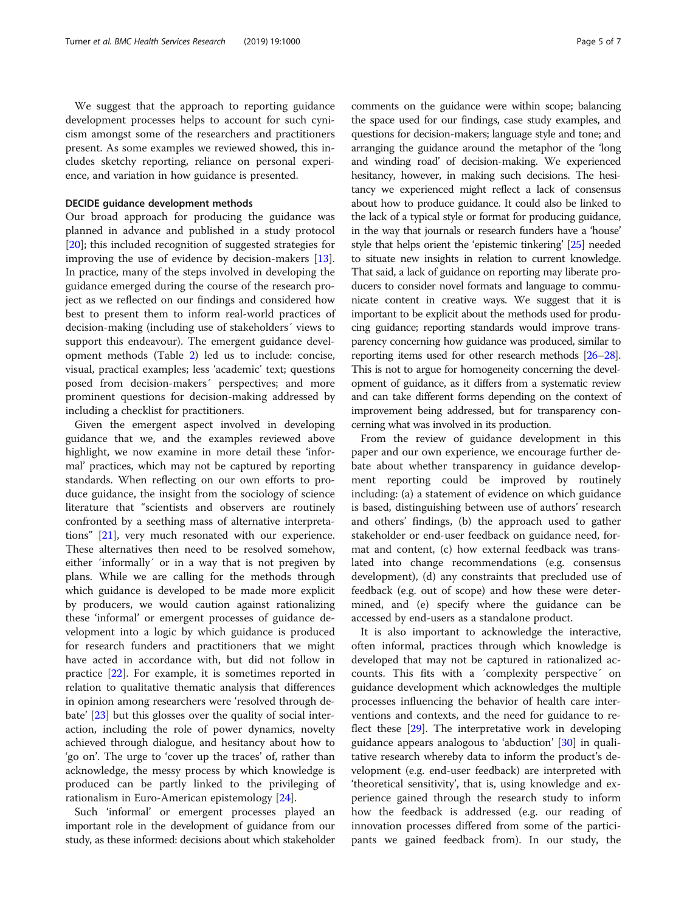We suggest that the approach to reporting guidance development processes helps to account for such cynicism amongst some of the researchers and practitioners present. As some examples we reviewed showed, this includes sketchy reporting, reliance on personal experience, and variation in how guidance is presented.

### DECIDE guidance development methods

Our broad approach for producing the guidance was planned in advance and published in a study protocol [20]; this included recognition of suggested strategies for improving the use of evidence by decision-makers [13]. In practice, many of the steps involved in developing the guidance emerged during the course of the research project as we reflected on our findings and considered how best to present them to inform real-world practices of decision-making (including use of stakeholders´ views to support this endeavour). The emergent guidance development methods (Table 2) led us to include: concise, visual, practical examples; less 'academic' text; questions posed from decision-makers´ perspectives; and more prominent questions for decision-making addressed by including a checklist for practitioners.

Given the emergent aspect involved in developing guidance that we, and the examples reviewed above highlight, we now examine in more detail these 'informal' practices, which may not be captured by reporting standards. When reflecting on our own efforts to produce guidance, the insight from the sociology of science literature that "scientists and observers are routinely confronted by a seething mass of alternative interpretations" [21], very much resonated with our experience. These alternatives then need to be resolved somehow, either ´informally´ or in a way that is not pregiven by plans. While we are calling for the methods through which guidance is developed to be made more explicit by producers, we would caution against rationalizing these 'informal' or emergent processes of guidance development into a logic by which guidance is produced for research funders and practitioners that we might have acted in accordance with, but did not follow in practice [22]. For example, it is sometimes reported in relation to qualitative thematic analysis that differences in opinion among researchers were 'resolved through debate' [23] but this glosses over the quality of social interaction, including the role of power dynamics, novelty achieved through dialogue, and hesitancy about how to 'go on'. The urge to 'cover up the traces' of, rather than acknowledge, the messy process by which knowledge is produced can be partly linked to the privileging of rationalism in Euro-American epistemology [24].

Such 'informal' or emergent processes played an important role in the development of guidance from our study, as these informed: decisions about which stakeholder comments on the guidance were within scope; balancing the space used for our findings, case study examples, and questions for decision-makers; language style and tone; and arranging the guidance around the metaphor of the 'long and winding road' of decision-making. We experienced hesitancy, however, in making such decisions. The hesitancy we experienced might reflect a lack of consensus about how to produce guidance. It could also be linked to the lack of a typical style or format for producing guidance, in the way that journals or research funders have a 'house' style that helps orient the 'epistemic tinkering' [25] needed to situate new insights in relation to current knowledge. That said, a lack of guidance on reporting may liberate producers to consider novel formats and language to communicate content in creative ways. We suggest that it is important to be explicit about the methods used for producing guidance; reporting standards would improve transparency concerning how guidance was produced, similar to reporting items used for other research methods [26–28]. This is not to argue for homogeneity concerning the development of guidance, as it differs from a systematic review and can take different forms depending on the context of improvement being addressed, but for transparency concerning what was involved in its production.

From the review of guidance development in this paper and our own experience, we encourage further debate about whether transparency in guidance development reporting could be improved by routinely including: (a) a statement of evidence on which guidance is based, distinguishing between use of authors' research and others' findings, (b) the approach used to gather stakeholder or end-user feedback on guidance need, format and content, (c) how external feedback was translated into change recommendations (e.g. consensus development), (d) any constraints that precluded use of feedback (e.g. out of scope) and how these were determined, and (e) specify where the guidance can be accessed by end-users as a standalone product.

It is also important to acknowledge the interactive, often informal, practices through which knowledge is developed that may not be captured in rationalized accounts. This fits with a ´complexity perspective´ on guidance development which acknowledges the multiple processes influencing the behavior of health care interventions and contexts, and the need for guidance to reflect these [29]. The interpretative work in developing guidance appears analogous to 'abduction' [30] in qualitative research whereby data to inform the product's development (e.g. end-user feedback) are interpreted with 'theoretical sensitivity', that is, using knowledge and experience gained through the research study to inform how the feedback is addressed (e.g. our reading of innovation processes differed from some of the participants we gained feedback from). In our study, the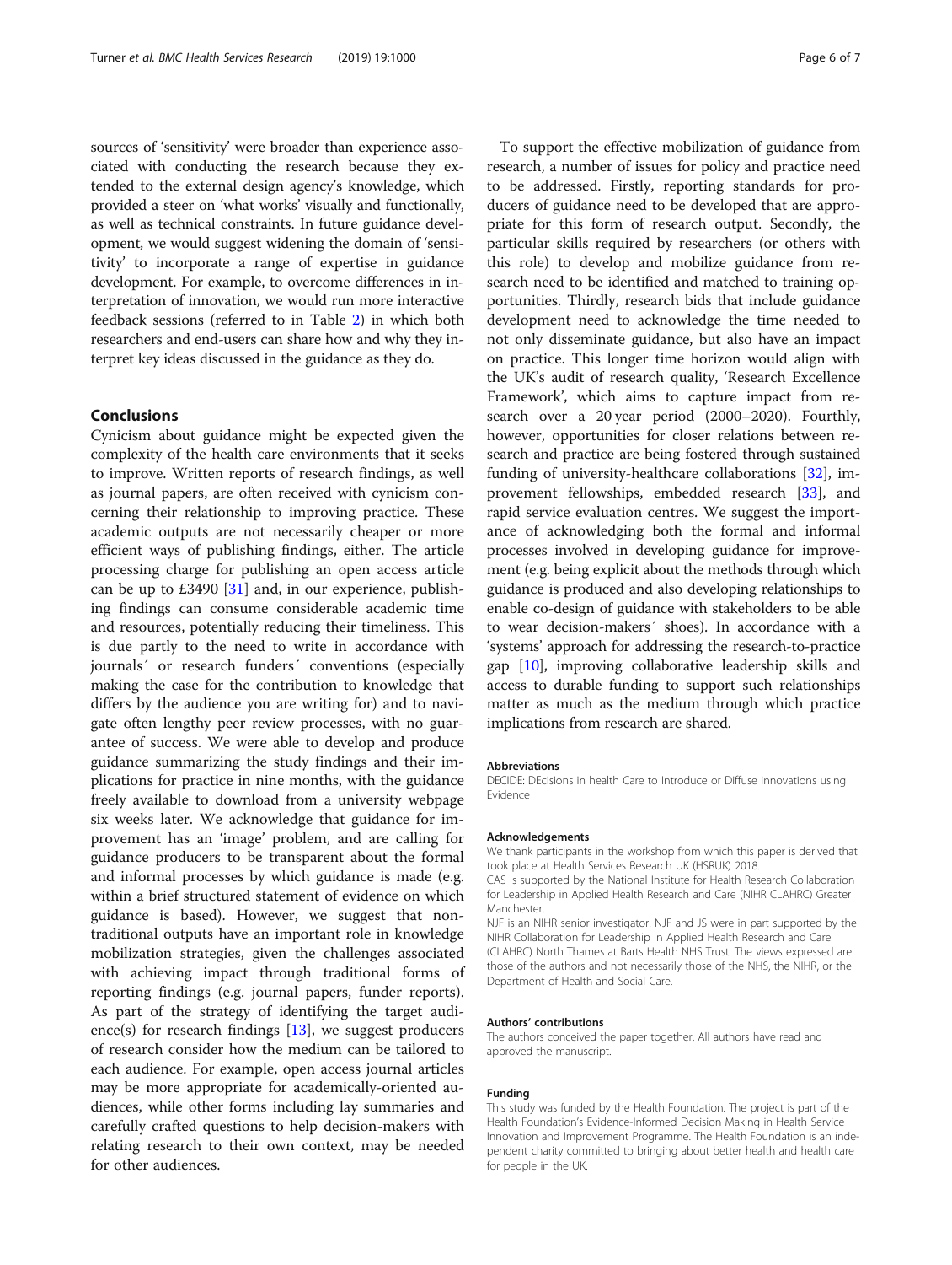sources of 'sensitivity' were broader than experience associated with conducting the research because they extended to the external design agency's knowledge, which provided a steer on 'what works' visually and functionally, as well as technical constraints. In future guidance development, we would suggest widening the domain of 'sensitivity' to incorporate a range of expertise in guidance development. For example, to overcome differences in interpretation of innovation, we would run more interactive feedback sessions (referred to in Table 2) in which both researchers and end-users can share how and why they interpret key ideas discussed in the guidance as they do.

## Conclusions

Cynicism about guidance might be expected given the complexity of the health care environments that it seeks to improve. Written reports of research findings, as well as journal papers, are often received with cynicism concerning their relationship to improving practice. These academic outputs are not necessarily cheaper or more efficient ways of publishing findings, either. The article processing charge for publishing an open access article can be up to £3490 [31] and, in our experience, publishing findings can consume considerable academic time and resources, potentially reducing their timeliness. This is due partly to the need to write in accordance with journals´ or research funders´ conventions (especially making the case for the contribution to knowledge that differs by the audience you are writing for) and to navigate often lengthy peer review processes, with no guarantee of success. We were able to develop and produce guidance summarizing the study findings and their implications for practice in nine months, with the guidance freely available to download from a university webpage six weeks later. We acknowledge that guidance for improvement has an 'image' problem, and are calling for guidance producers to be transparent about the formal and informal processes by which guidance is made (e.g. within a brief structured statement of evidence on which guidance is based). However, we suggest that non-traditional outputs have an important role in knowledge mobilization strategies, given the challenges associated with achieving impact through traditional forms of reporting findings (e.g. journal papers, funder reports). As part of the strategy of identifying the target audience(s) for research findings [13], we suggest producers of research consider how the medium can be tailored to each audience. For example, open access journal articles may be more appropriate for academically-oriented audiences, while other forms including lay summaries and carefully crafted questions to help decision-makers with relating research to their own context, may be needed for other audiences.

To support the effective mobilization of guidance from research, a number of issues for policy and practice need to be addressed. Firstly, reporting standards for producers of guidance need to be developed that are appropriate for this form of research output. Secondly, the particular skills required by researchers (or others with this role) to develop and mobilize guidance from research need to be identified and matched to training opportunities. Thirdly, research bids that include guidance development need to acknowledge the time needed to not only disseminate guidance, but also have an impact on practice. This longer time horizon would align with the UK's audit of research quality, 'Research Excellence Framework', which aims to capture impact from research over a 20 year period (2000–2020). Fourthly, however, opportunities for closer relations between research and practice are being fostered through sustained funding of university-healthcare collaborations [32], improving collaborative leadership skills, embedded research [33], and rapid service evaluation centres. We suggest the importance of acknowledging both the formal and informal processes involved in developing guidance for improvement (e.g. being explicit about the methods through which guidance is produced and also developing relationships to enable co-design of guidance with stakeholders to be able to wear decision-makers´ shoes). In accordance with a 'systems' approach for addressing the research-to-practice gap [10], improving collaborative leadership skills and access to durable funding to support such relationships matter as much as the medium through which practice implications from research are shared.

#### Abbreviations

DECIDE: DEcisions in health Care to Introduce or Diffuse innovations using Evidence

#### Acknowledgements

We thank participants in the workshop from which this paper is derived that took place at Health Services Research UK (HSRUK) 2018.

CAS is supported by the National Institute for Health Research Collaboration for Leadership in Applied Health Research and Care (NIHR CLAHRC) Greater Manchester.

NJF is an NIHR senior investigator. NJF and JS were in part supported by the NIHR Collaboration for Leadership in Applied Health Research and Care (CLAHRC) North Thames at Barts Health NHS Trust. The views expressed are those of the authors and not necessarily those of the NHS, the NIHR, or the Department of Health and Social Care.

#### Authors' contributions

The authors conceived the paper together. All authors have read and approved the manuscript.

#### Funding

This study was funded by the Health Foundation. The project is part of the Health Foundation's Evidence-Informed Decision Making in Health Service Innovation and Improvement Programme. The Health Foundation is an independent charity committed to bringing about better health and health care for people in the UK.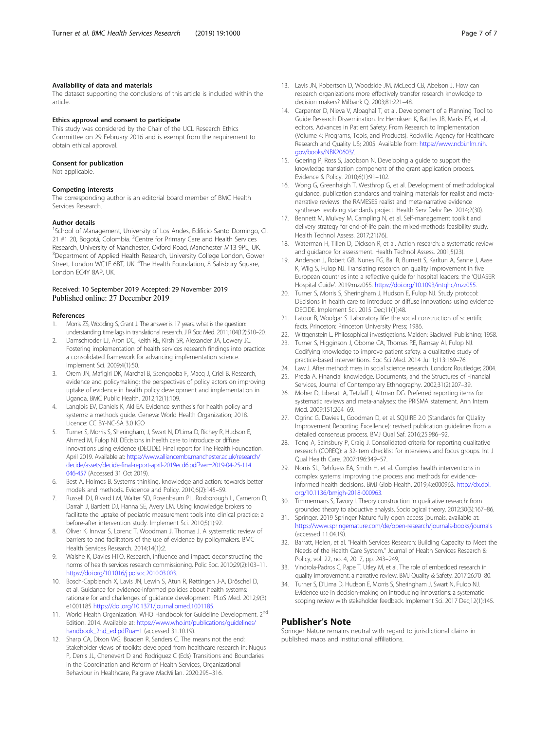### Availability of data and materials

The dataset supporting the conclusions of this article is included within the article.

### Ethics approval and consent to participate

This study was considered by the Chair of the UCL Research Ethics Committee on 29 February 2016 and is exempt from the requirement to obtain ethical approval.

### Consent for publication

Not applicable.

### Competing interests

The corresponding author is an editorial board member of BMC Health Services Research.

### Author details

[1]School of Management, University of Los Andes, Edificio Santo Domingo, Cl. 21 #1 20, Bogotá, Colombia. [2]Centre for Primary Care and Health Services Research, University of Manchester, Oxford Road, Manchester M13 9PL, UK. [3]Department of Applied Health Research, University College London, Gower Street, London WC1E 6BT, UK. [4]The Health Foundation, 8 Salisbury Square, London EC4Y 8AP, UK.

Received: 10 September 2019 Accepted: 29 November 2019
Published online: 27 December 2019

### References

1. Morris ZS, Wooding S, Grant J. The answer is 17 years, what is the question: understanding time lags in translational research. J R Soc Med. 2011;104(12):510–20.
2. Damschroder LJ, Aron DC, Keith RE, Kirsh SR, Alexander JA, Lowery JC. Fostering implementation of health services research findings into practice: a consolidated framework for advancing implementation science. Implement Sci. 2009;4(1):50.
3. Orem JN, Mafigiri DK, Marchal B, Ssengooba F, Macq J, Criel B. Research, evidence and policymaking: the perspectives of policy actors on improving uptake of evidence in health policy development and implementation in Uganda. BMC Public Health. 2012;12(1):109.
4. Langlois EV, Daniels K, Akl EA. Evidence synthesis for health policy and systems: a methods guide. Geneva: World Health Organization; 2018. Licence: CC BY-NC-SA 3.0 IGO
5. Turner S, Morris S, Sheringham J, Swart N, D'Lima D, Richey R, Hudson E, Ahmed M, Fulop NJ. DEcisions in health care to introduce or diffuse innovations using evidence (DECIDE). Final report for The Health Foundation. April 2019. Available at: https://www.alliancembs.manchester.ac.uk/research/decide/assets/decide-final-report-april-2019ecd6.pdf?ver=2019-04-25-114046-457 (Accessed 31 Oct 2019).
6. Best A, Holmes B. Systems thinking, knowledge and action: towards better models and methods. Evidence and Policy. 2010;6(2):145–59.
7. Russell DJ, Rivard LM, Walter SD, Rosenbaum PL, Roxborough L, Cameron D, Darrah J, Bartlett DJ, Hanna SE, Avery LM. Using knowledge brokers to facilitate the uptake of pediatric measurement tools into clinical practice: a before-after intervention study. Implement Sci. 2010;5(1):92.
8. Oliver K, Innvar S, Lorenc T, Woodman J, Thomas J. A systematic review of barriers to and facilitators of the use of evidence by policymakers. BMC Health Services Research. 2014;14(1):2.
9. Walshe K, Davies HTO. Research, influence and impact: deconstructing the norms of health services research commissioning. Polic Soc. 2010;29(2):103–11. https://doi.org/10.1016/j.polsoc.2010.03.003.
10. Bosch-Capblanch X, Lavis JN, Lewin S, Atun R, Røttingen J-A, Dröschel D, et al. Guidance for evidence-informed policies about health systems: rationale for and challenges of guidance development. PLoS Med. 2012;9(3):e1001185 https://doi.org/10.1371/journal.pmed.1001185.
11. World Health Organization. WHO Handbook for Guideline Development. 2nd Edition. 2014. Available at: https://www.who.int/publications/guidelines/handbook_2nd_ed.pdf?ua=1 (accessed 31.10.19).
12. Sharp CA, Dixon WG, Boaden R, Sanders C. The means not the end: Stakeholder views of toolkits developed from healthcare research in: Nugus P, Denis JL, Chenevert D and Rodriguez C (Eds) Transitions and Boundaries in the Coordination and Reform of Health Services, Organizational Behaviour in Healthcare, Palgrave MacMillan. 2020:295–316.
13. Lavis JN, Robertson D, Woodside JM, McLeod CB, Abelson J. How can research organizations more effectively transfer research knowledge to decision makers? Milbank Q. 2003;81:221–48.
14. Carpenter D, Nieva V, Albaghal T, et al. Development of a Planning Tool to Guide Research Dissemination. In: Henriksen K, Battles JB, Marks ES, et al., editors. Advances in Patient Safety: From Research to Implementation (Volume 4: Programs, Tools, and Products). Rockville: Agency for Healthcare Research and Quality US; 2005. Available from: https://www.ncbi.nlm.nih.gov/books/NBK20603/.
15. Goering P, Ross S, Jacobson N. Developing a guide to support the knowledge translation component of the grant application process. Evidence & Policy. 2010;6(1):91–102.
16. Wong G, Greenhalgh T, Westhrop G, et al. Development of methodological guidance, publication standards and training materials for realist and meta-narrative reviews: the RAMESES realist and meta-narrative evidence syntheses: evolving standards project. Health Serv Deliv Res. 2014;2(30).
17. Bennett M, Mulvey M, Campling N, et al. Self-management toolkit and delivery strategy for end-of-life pain: the mixed-methods feasibility study. Health Technol Assess. 2017;21(76).
18. Waterman H, Tillen D, Dickson R, et al. Action research: a systematic review and guidance for assessment. Health Technol Assess. 2001;5(23).
19. Anderson J, Robert GB, Nunes FG, Bal R, Burnett S, Karltun A, Sanne J, Aase K, Wiig S, Fulop NJ. Translating research on quality improvement in five European countries into a reflective guide for hospital leaders: the 'QUASER Hospital Guide'. 2019:mzz055. https://doi.org/10.1093/intqhc/mzz055.
20. Turner S, Morris S, Sheringham J, Hudson E, Fulop NJ. Study protocol: DEcisions in health care to introduce or diffuse innovations using evidence DECIDE. Implement Sci. 2015 Dec;11(1):48.
21. Latour B, Woolgar S. Laboratory life: the social construction of scientific facts. Princeton: Princeton University Press; 1986.
22. Wittgenstein L. Philosophical investigations. Malden: Blackwell Publishing; 1958.
23. Turner S, Higginson J, Oborne CA, Thomas RE, Ramsay AI, Fulop NJ. Codifying knowledge to improve patient safety: a qualitative study of practice-based interventions. Soc Sci Med. 2014 Jul 1;113:169–76.
24. Law J. After method: mess in social science research. London: Routledge; 2004.
25. Preda A. Financial knowledge. Documents, and the Structures of Financial Services, Journal of Contemporary Ethnography. 2002;31(2):207–39.
26. Moher D, Liberati A, Tetzlaff J, Altman DG. Preferred reporting items for systematic reviews and meta-analyses: the PRISMA statement. Ann Intern Med. 2009;151:264–69.
27. Ogrinc G, Davies L, Goodman D, et al. SQUIRE 2.0 (Standards for QUality Improvement Reporting Excellence): revised publication guidelines from a detailed consensus process. BMJ Qual Saf. 2016;25:986–92.
28. Tong A, Sainsbury P, Craig J. Consolidated criteria for reporting qualitative research (COREQ): a 32-item checklist for interviews and focus groups. Int J Qual Health Care. 2007;196:349–57.
29. Norris SL, Rehfuess EA, Smith H, et al. Complex health interventions in complex systems: improving the process and methods for evidence-informed health decisions. BMJ Glob Health. 2019;4:e000963. http://dx.doi.org/10.1136/bmjgh-2018-000963.
30. Timmermans S, Tavory I. Theory construction in qualitative research: from grounded theory to abductive analysis. Sociological theory. 2012;30(3):167–86.
31. Springer. 2019 Springer Nature fully open access journals, available at: https://www.springernature.com/de/open-research/journals-books/journals (accessed 11.04.19).
32. Barratt, Helen, et al. "Health Services Research: Building Capacity to Meet the Needs of the Health Care System." Journal of Health Services Research & Policy, vol. 22, no. 4, 2017, pp. 243–249,
33. Vindrola-Padros C, Pape T, Utley M, et al. The role of embedded research in quality improvement: a narrative review. BMJ Quality & Safety. 2017;26:70–80.
34. Turner S, D'Lima D, Hudson E, Morris S, Sheringham J, Swart N, Fulop NJ. Evidence use in decision-making on introducing innovations: a systematic scoping review with stakeholder feedback. Implement Sci. 2017 Dec;12(1):145.

## Publisher's Note

Springer Nature remains neutral with regard to jurisdictional claims in published maps and institutional affiliations.